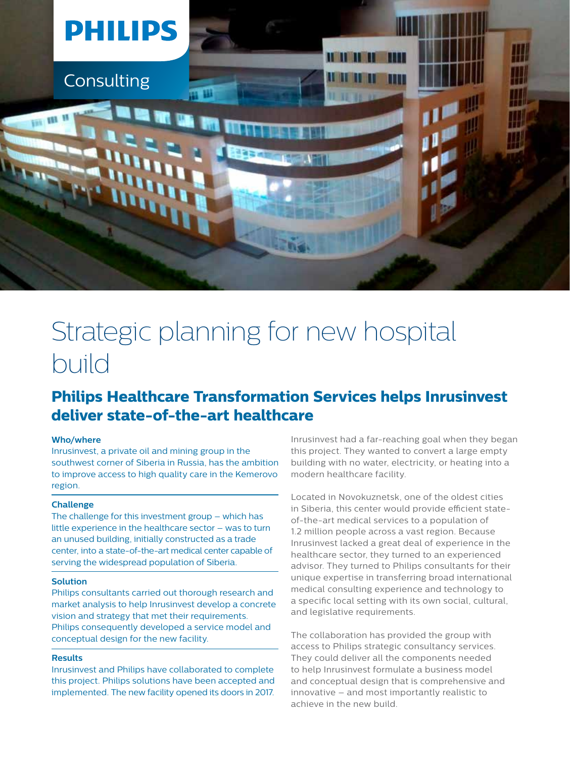PHILIPS

Consulting

# Strategic planning for new hospital build

## Philips Healthcare Transformation Services helps Inrusinvest deliver state-of-the-art healthcare

**Who/where**

Inrusinvest, a private oil and mining group in the southwest corner of Siberia in Russia, has the ambition to improve access to high quality care in the Kemerovo region.

**Challenge**

The challenge for this investment group – which has little experience in the healthcare sector – was to turn an unused building, initially constructed as a trade center, into a state-of-the-art medical center capable of serving the widespread population of Siberia.

**Solution**

Philips consultants carried out thorough research and market analysis to help Inrusinvest develop a concrete vision and strategy that met their requirements. Philips consequently developed a service model and conceptual design for the new facility.

**Results**

Inrusinvest and Philips have collaborated to complete this project. Philips solutions have been accepted and implemented. The new facility opened its doors in 2017.

Inrusinvest had a far-reaching goal when they began this project. They wanted to convert a large empty building with no water, electricity, or heating into a modern healthcare facility.

Located in Novokuznetsk, one of the oldest cities in Siberia, this center would provide efficient state-of-the-art medical services to a population of 1.2 million people across a vast region. Because Inrusinvest lacked a great deal of experience in the healthcare sector, they turned to an experienced advisor. They turned to Philips consultants for their unique expertise in transferring broad international medical consulting experience and technology to a specific local setting with its own social, cultural, and legislative requirements.

The collaboration has provided the group with access to Philips strategic consultancy services. They could deliver all the components needed to help Inrusinvest formulate a business model and conceptual design that is comprehensive and innovative – and most importantly realistic to achieve in the new build.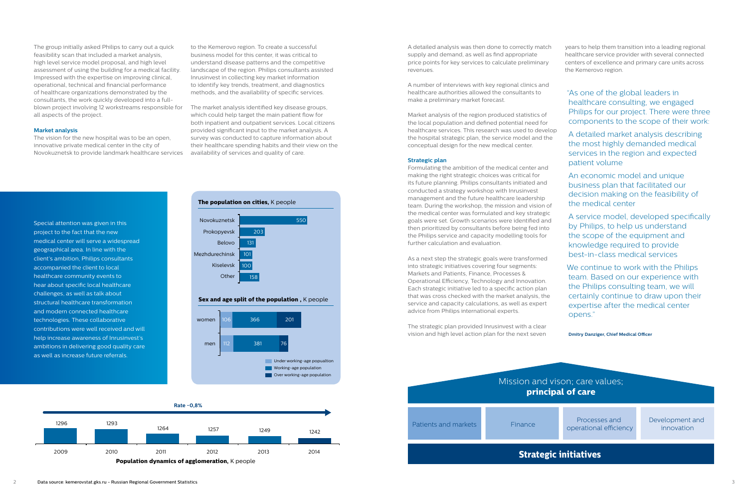The group initially asked Philips to carry out a quick feasibility scan that included a market analysis, high level service model proposal, and high level assessment of using the building for a medical facility. Impressed with the expertise on improving clinical, operational, technical and financial performance of healthcare organizations demonstrated by the consultants, the work quickly developed into a full-blown project involving 12 workstreams responsible for all aspects of the project.

### Market analysis

The vision for the new hospital was to be an open, innovative private medical center in the city of Novokuznetsk to provide landmark healthcare services to the Kemerovo region. To create a successful business model for this center, it was critical to understand disease patterns and the competitive landscape of the region. Philips consultants assisted Inrusinvest in collecting key market information to identify key trends, treatment, and diagnostics methods, and the availability of specific services.

The market analysis identified key disease groups, which could help target the main patient flow for both inpatient and outpatient services. Local citizens provided significant input to the market analysis. A survey was conducted to capture information about their healthcare spending habits and their view on the availability of services and quality of care.

Special attention was given in this project to the fact that the new medical center will serve a widespread geographical area. In line with the client's ambition, Philips consultants accompanied the client to local healthcare community events to hear about specific local healthcare challenges, as well as talk about structural healthcare transformation and modern connected healthcare technologies. These collaborative contributions were well received and will help increase awareness of Inrusinvest's ambitions in delivering good quality care as well as increase future referrals.

**The population on cities,** K people

| City | K people |
|---|---|
| Novokuznetsk | 550 |
| Prokopyevsk | 203 |
| Belovo | 131 |
| Mezhdurechinsk | 101 |
| Kiselevsk | 100 |
| Other | 158 |

**Sex and age split of the population ,** K people

| | Under working-age popualtion | Working-age population | Over working-age population |
|---|---|---|---|
| women | 106 | 366 | 201 |
| men | 112 | 381 | 76 |

**Population dynamics of agglomeration,** K people

Rate -0,8%

| 2009 | 2010 | 2011 | 2012 | 2013 | 2014 |
|---|---|---|---|---|---|
| 1296 | 1293 | 1264 | 1257 | 1249 | 1242 |

Data source: kemerovstat.gks.ru - Russian Regional Government Statistics

A detailed analysis was then done to correctly match supply and demand, as well as find appropriate price points for key services to calculate preliminary revenues.

A number of interviews with key regional clinics and healthcare authorities allowed the consultants to make a preliminary market forecast.

Market analysis of the region produced statistics of the local population and defined potential need for healthcare services. This research was used to develop the hospital strategic plan, the service model and the conceptual design for the new medical center.

### Strategic plan

Formulating the ambition of the medical center and making the right strategic choices was critical for its future planning. Philips consultants initiated and conducted a strategy workshop with Inrusinvest management and the future healthcare leadership team. During the workshop, the mission and vision of the medical center was formulated and key strategic goals were set. Growth scenarios were identified and then prioritized by consultants before being fed into the Philips service and capacity modelling tools for further calculation and evaluation.

As a next step the strategic goals were transformed into strategic initiatives covering four segments: Markets and Patients, Finance, Processes & Operational Efficiency, Technology and Innovation. Each strategic initiative led to a specific action plan that was cross checked with the market analysis, the service and capacity calculations, as well as expert advice from Philips international experts.

The strategic plan provided Inrusinvest with a clear vision and high level action plan for the next seven years to help them transition into a leading regional healthcare service provider with several connected centers of excellence and primary care units across the Kemerovo region.

> "As one of the global leaders in healthcare consulting, we engaged Philips for our project. There were three components to the scope of their work:
>
> A detailed market analysis describing the most highly demanded medical services in the region and expected patient volume
>
> An economic model and unique business plan that facilitated our decision making on the feasibility of the medical center
>
> A service model, developed specifically by Philips, to help us understand the scope of the equipment and knowledge required to provide best-in-class medical services
>
> We continue to work with the Philips team. Based on our experience with the Philips consulting team, we will certainly continue to draw upon their expertise after the medical center opens."

**Dmitry Danziger, Chief Medical Officer**

Mission and vison; care values; **principal of care**

| Patients and markets | Finance | Processes and operational efficiency | Development and innovation |
|---|---|---|---|

**Strategic initiatives**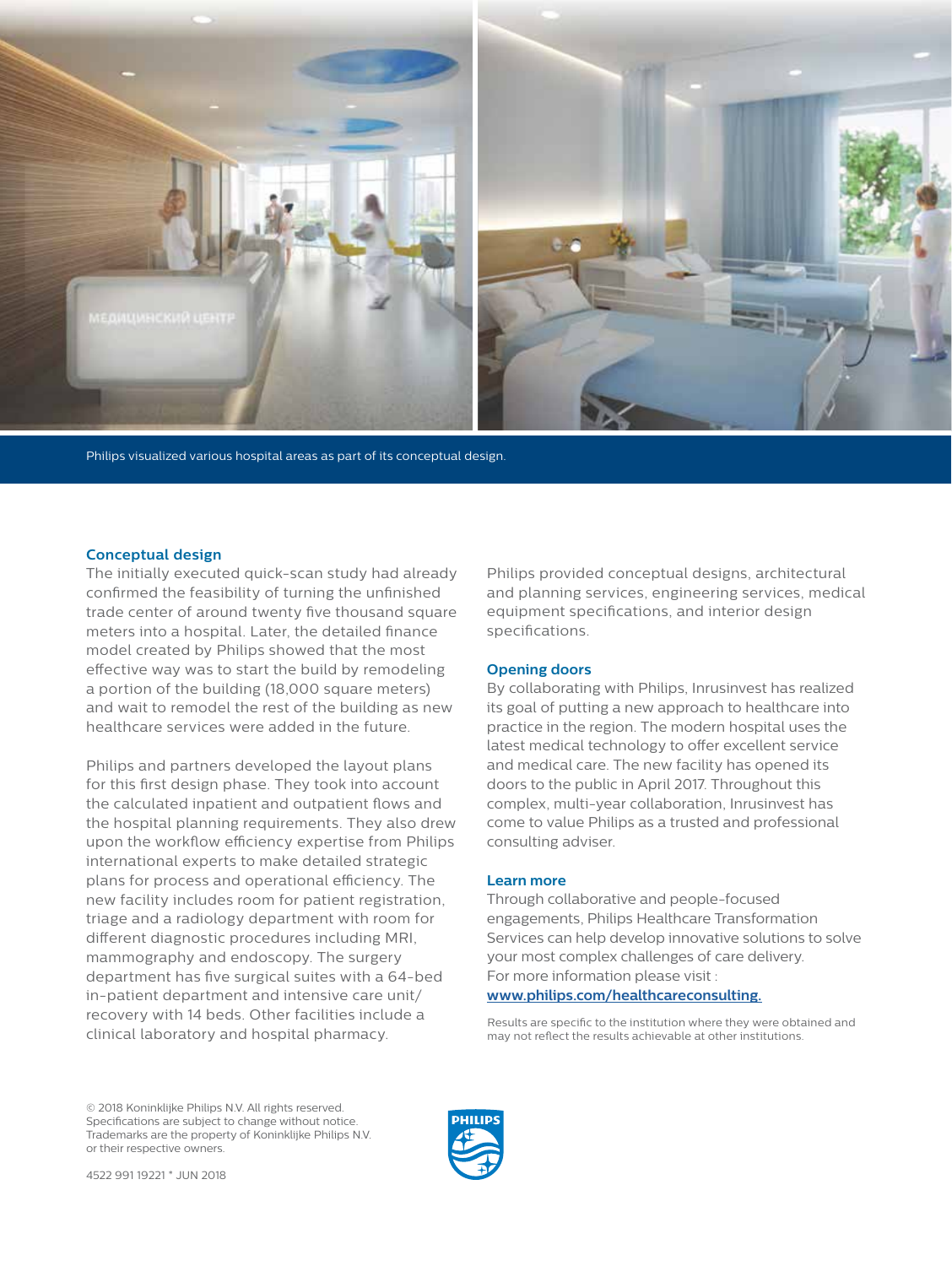Philips visualized various hospital areas as part of its conceptual design.

## Conceptual design

The initially executed quick-scan study had already confirmed the feasibility of turning the unfinished trade center of around twenty five thousand square meters into a hospital. Later, the detailed finance model created by Philips showed that the most effective way was to start the build by remodeling a portion of the building (18,000 square meters) and wait to remodel the rest of the building as new healthcare services were added in the future.

Philips and partners developed the layout plans for this first design phase. They took into account the calculated inpatient and outpatient flows and the hospital planning requirements. They also drew upon the workflow efficiency expertise from Philips international experts to make detailed strategic plans for process and operational efficiency. The new facility includes room for patient registration, triage and a radiology department with room for different diagnostic procedures including MRI, mammography and endoscopy. The surgery department has five surgical suites with a 64-bed in-patient department and intensive care unit/ recovery with 14 beds. Other facilities include a clinical laboratory and hospital pharmacy.

Philips provided conceptual designs, architectural and planning services, engineering services, medical equipment specifications, and interior design specifications.

## Opening doors

By collaborating with Philips, Inrusinvest has realized its goal of putting a new approach to healthcare into practice in the region. The modern hospital uses the latest medical technology to offer excellent service and medical care. The new facility has opened its doors to the public in April 2017. Throughout this complex, multi-year collaboration, Inrusinvest has come to value Philips as a trusted and professional consulting adviser.

## Learn more

Through collaborative and people-focused engagements, Philips Healthcare Transformation Services can help develop innovative solutions to solve your most complex challenges of care delivery. For more information please visit : **www.philips.com/healthcareconsulting.**

Results are specific to the institution where they were obtained and may not reflect the results achievable at other institutions.

© 2018 Koninklijke Philips N.V. All rights reserved.
Specifications are subject to change without notice.
Trademarks are the property of Koninklijke Philips N.V. or their respective owners.

4522 991 19221 * JUN 2018